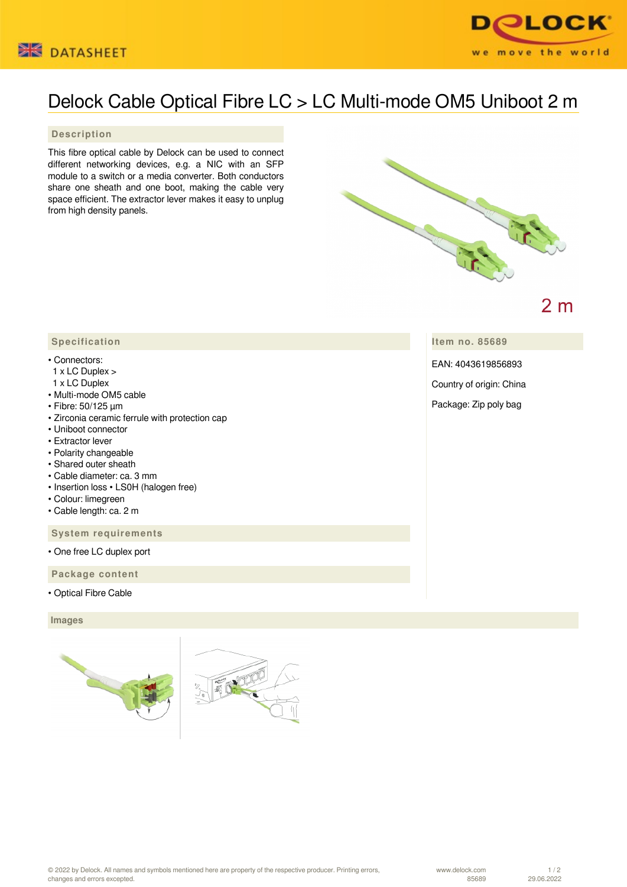# Delock Cable Optical Fibre LC > LC Multi-mode OM5 Uniboot 2 m

## Description

This fibre optical cable by Delock can be used to connect different networking devices, e.g. a NIC with an SFP module to a switch or a media converter. Both conductors share one sheath and one boot, making the cable very space efficient. The extractor lever makes it easy to unplug from high density panels.

2 m

## Specification

- Connectors:
  1 x LC Duplex >
  1 x LC Duplex
- Multi-mode OM5 cable
- Fibre: 50/125 µm
- Zirconia ceramic ferrule with protection cap
- Uniboot connector
- Extractor lever
- Polarity changeable
- Shared outer sheath
- Cable diameter: ca. 3 mm
- Insertion loss • LS0H (halogen free)
- Colour: limegreen
- Cable length: ca. 2 m

## System requirements

- One free LC duplex port

## Package content

- Optical Fibre Cable

## Item no. 85689

EAN: 4043619856893

Country of origin: China

Package: Zip poly bag

## Images

© 2022 by Delock. All names and symbols mentioned here are property of the respective producer. Printing errors, changes and errors excepted.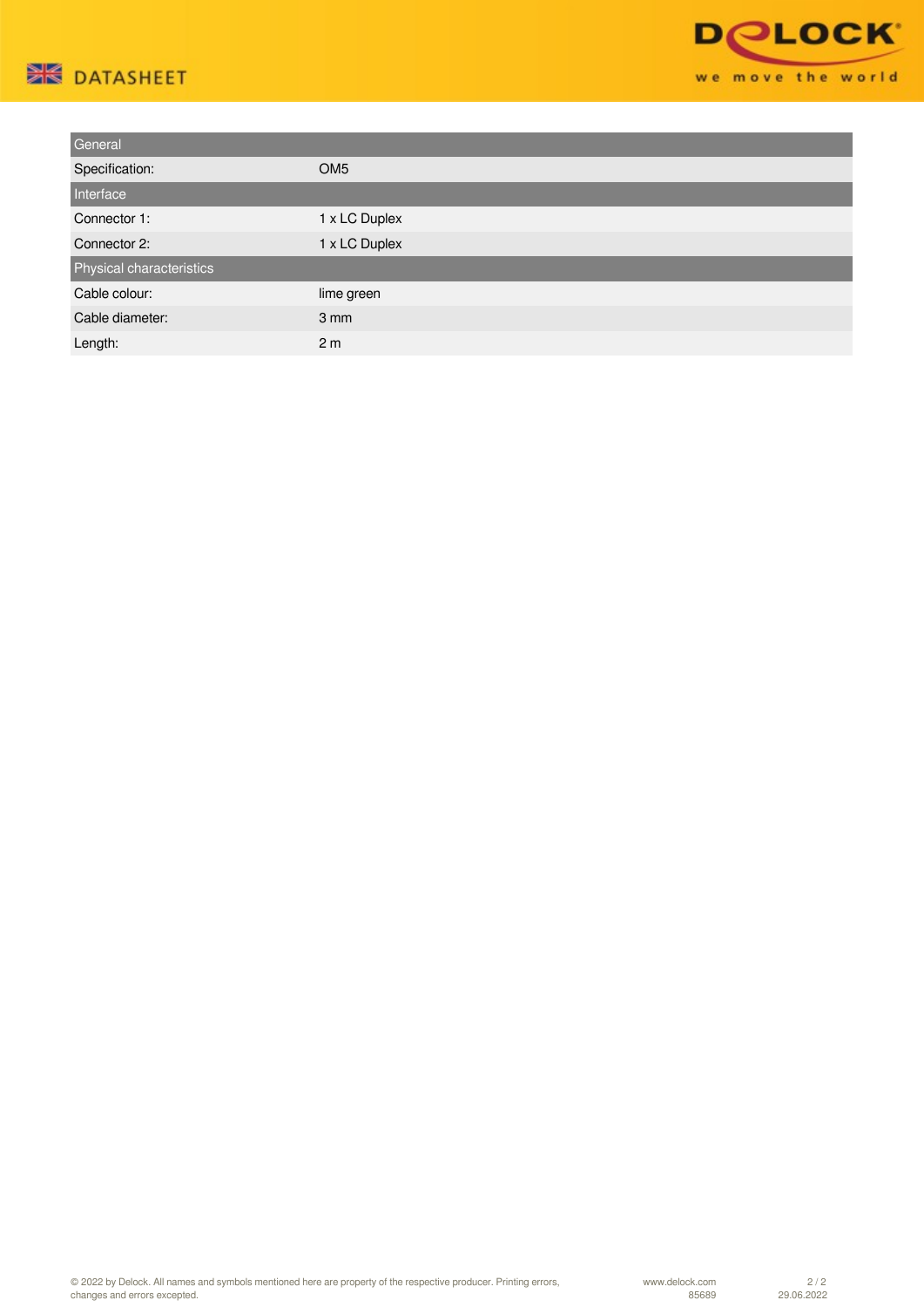| | |
|---|---|
| **General** | |
| Specification: | OM5 |
| **Interface** | |
| Connector 1: | 1 x LC Duplex |
| Connector 2: | 1 x LC Duplex |
| **Physical characteristics** | |
| Cable colour: | lime green |
| Cable diameter: | 3 mm |
| Length: | 2 m |

© 2022 by Delock. All names and symbols mentioned here are property of the respective producer. Printing errors, changes and errors excepted.